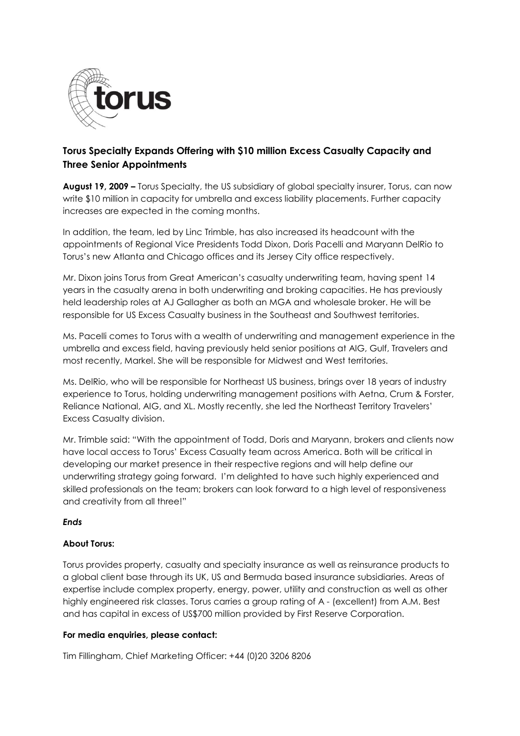# Torus Specialty Expands Offering with $10 million Excess Casualty Capacity and Three Senior Appointments

**August 19, 2009 –** Torus Specialty, the US subsidiary of global specialty insurer, Torus, can now write $10 million in capacity for umbrella and excess liability placements. Further capacity increases are expected in the coming months.

In addition, the team, led by Linc Trimble, has also increased its headcount with the appointments of Regional Vice Presidents Todd Dixon, Doris Pacelli and Maryann DelRio to Torus's new Atlanta and Chicago offices and its Jersey City office respectively.

Mr. Dixon joins Torus from Great American's casualty underwriting team, having spent 14 years in the casualty arena in both underwriting and broking capacities. He has previously held leadership roles at AJ Gallagher as both an MGA and wholesale broker. He will be responsible for US Excess Casualty business in the Southeast and Southwest territories.

Ms. Pacelli comes to Torus with a wealth of underwriting and management experience in the umbrella and excess field, having previously held senior positions at AIG, Gulf, Travelers and most recently, Markel. She will be responsible for Midwest and West territories.

Ms. DelRio, who will be responsible for Northeast US business, brings over 18 years of industry experience to Torus, holding underwriting management positions with Aetna, Crum & Forster, Reliance National, AIG, and XL. Mostly recently, she led the Northeast Territory Travelers' Excess Casualty division.

Mr. Trimble said: "With the appointment of Todd, Doris and Maryann, brokers and clients now have local access to Torus' Excess Casualty team across America. Both will be critical in developing our market presence in their respective regions and will help define our underwriting strategy going forward. I'm delighted to have such highly experienced and skilled professionals on the team; brokers can look forward to a high level of responsiveness and creativity from all three!"

***Ends***

**About Torus:**

Torus provides property, casualty and specialty insurance as well as reinsurance products to a global client base through its UK, US and Bermuda based insurance subsidiaries. Areas of expertise include complex property, energy, power, utility and construction as well as other highly engineered risk classes. Torus carries a group rating of A - (excellent) from A.M. Best and has capital in excess of US$700 million provided by First Reserve Corporation.

**For media enquiries, please contact:**

Tim Fillingham, Chief Marketing Officer: +44 (0)20 3206 8206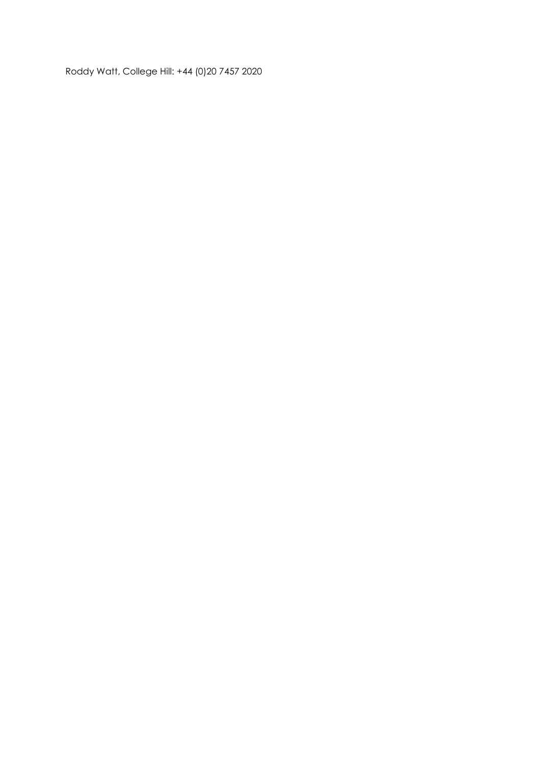Roddy Watt, College Hill: +44 (0)20 7457 2020